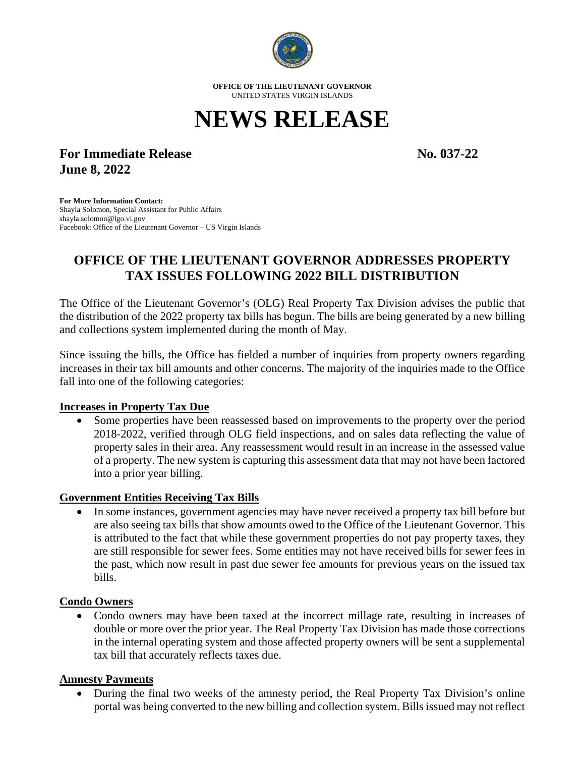**OFFICE OF THE LIEUTENANT GOVERNOR**
UNITED STATES VIRGIN ISLANDS

# NEWS RELEASE

**For Immediate Release** **No. 037-22**
**June 8, 2022**

**For More Information Contact:**
Shayla Solomon, Special Assistant for Public Affairs
shayla.solomon@lgo.vi.gov
Facebook: Office of the Lieutenant Governor – US Virgin Islands

## OFFICE OF THE LIEUTENANT GOVERNOR ADDRESSES PROPERTY TAX ISSUES FOLLOWING 2022 BILL DISTRIBUTION

The Office of the Lieutenant Governor's (OLG) Real Property Tax Division advises the public that the distribution of the 2022 property tax bills has begun. The bills are being generated by a new billing and collections system implemented during the month of May.

Since issuing the bills, the Office has fielded a number of inquiries from property owners regarding increases in their tax bill amounts and other concerns. The majority of the inquiries made to the Office fall into one of the following categories:

### Increases in Property Tax Due

- Some properties have been reassessed based on improvements to the property over the period 2018-2022, verified through OLG field inspections, and on sales data reflecting the value of property sales in their area. Any reassessment would result in an increase in the assessed value of a property. The new system is capturing this assessment data that may not have been factored into a prior year billing.

### Government Entities Receiving Tax Bills

- In some instances, government agencies may have never received a property tax bill before but are also seeing tax bills that show amounts owed to the Office of the Lieutenant Governor. This is attributed to the fact that while these government properties do not pay property taxes, they are still responsible for sewer fees. Some entities may not have received bills for sewer fees in the past, which now result in past due sewer fee amounts for previous years on the issued tax bills.

### Condo Owners

- Condo owners may have been taxed at the incorrect millage rate, resulting in increases of double or more over the prior year. The Real Property Tax Division has made those corrections in the internal operating system and those affected property owners will be sent a supplemental tax bill that accurately reflects taxes due.

### Amnesty Payments

- During the final two weeks of the amnesty period, the Real Property Tax Division's online portal was being converted to the new billing and collection system. Bills issued may not reflect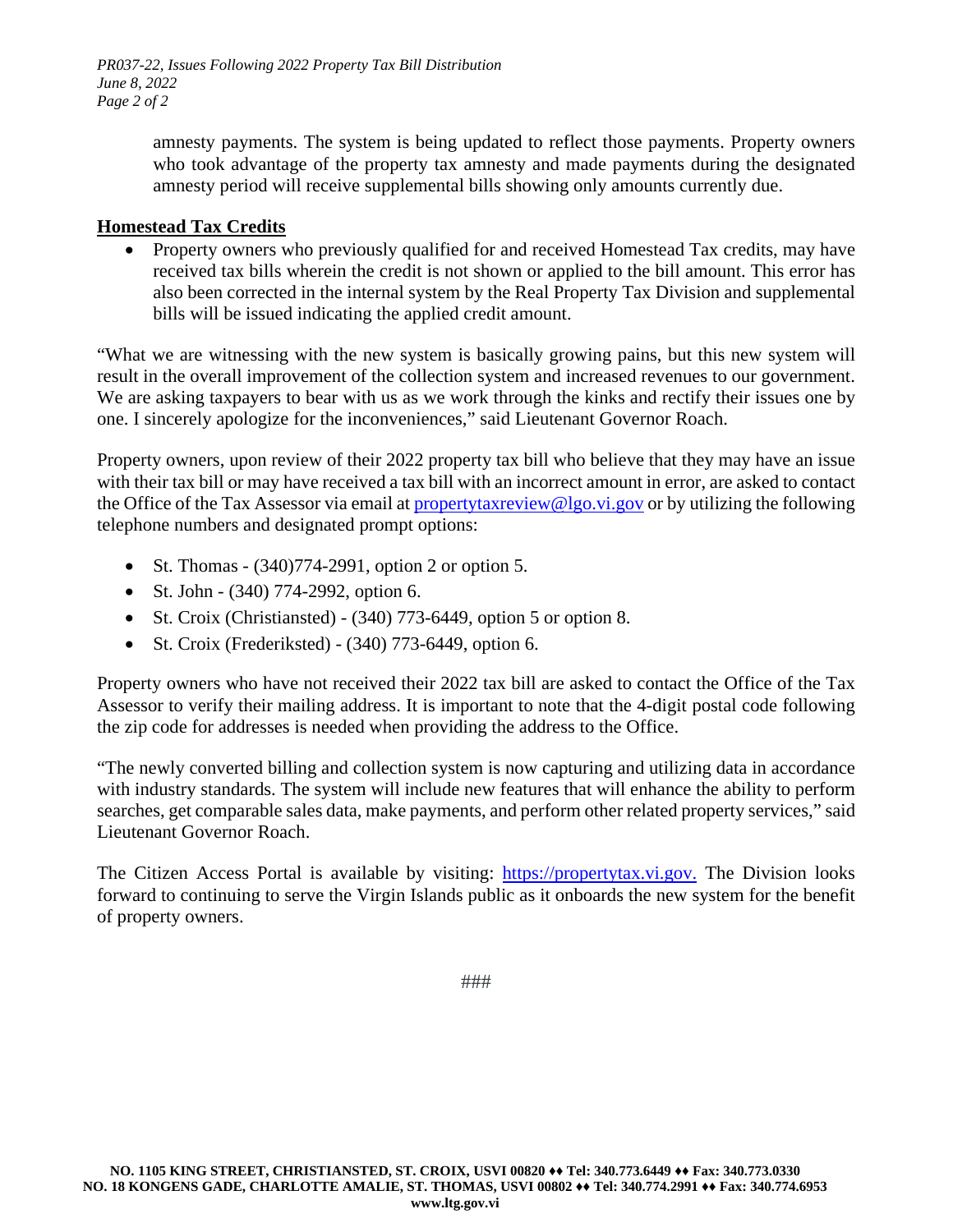amnesty payments. The system is being updated to reflect those payments. Property owners who took advantage of the property tax amnesty and made payments during the designated amnesty period will receive supplemental bills showing only amounts currently due.

**Homestead Tax Credits**

- Property owners who previously qualified for and received Homestead Tax credits, may have received tax bills wherein the credit is not shown or applied to the bill amount. This error has also been corrected in the internal system by the Real Property Tax Division and supplemental bills will be issued indicating the applied credit amount.

"What we are witnessing with the new system is basically growing pains, but this new system will result in the overall improvement of the collection system and increased revenues to our government. We are asking taxpayers to bear with us as we work through the kinks and rectify their issues one by one. I sincerely apologize for the inconveniences," said Lieutenant Governor Roach.

Property owners, upon review of their 2022 property tax bill who believe that they may have an issue with their tax bill or may have received a tax bill with an incorrect amount in error, are asked to contact the Office of the Tax Assessor via email at propertytaxreview@lgo.vi.gov or by utilizing the following telephone numbers and designated prompt options:

- St. Thomas - (340)774-2991, option 2 or option 5.
- St. John - (340) 774-2992, option 6.
- St. Croix (Christiansted) - (340) 773-6449, option 5 or option 8.
- St. Croix (Frederiksted) - (340) 773-6449, option 6.

Property owners who have not received their 2022 tax bill are asked to contact the Office of the Tax Assessor to verify their mailing address. It is important to note that the 4-digit postal code following the zip code for addresses is needed when providing the address to the Office.

"The newly converted billing and collection system is now capturing and utilizing data in accordance with industry standards. The system will include new features that will enhance the ability to perform searches, get comparable sales data, make payments, and perform other related property services," said Lieutenant Governor Roach.

The Citizen Access Portal is available by visiting: https://propertytax.vi.gov. The Division looks forward to continuing to serve the Virgin Islands public as it onboards the new system for the benefit of property owners.

###